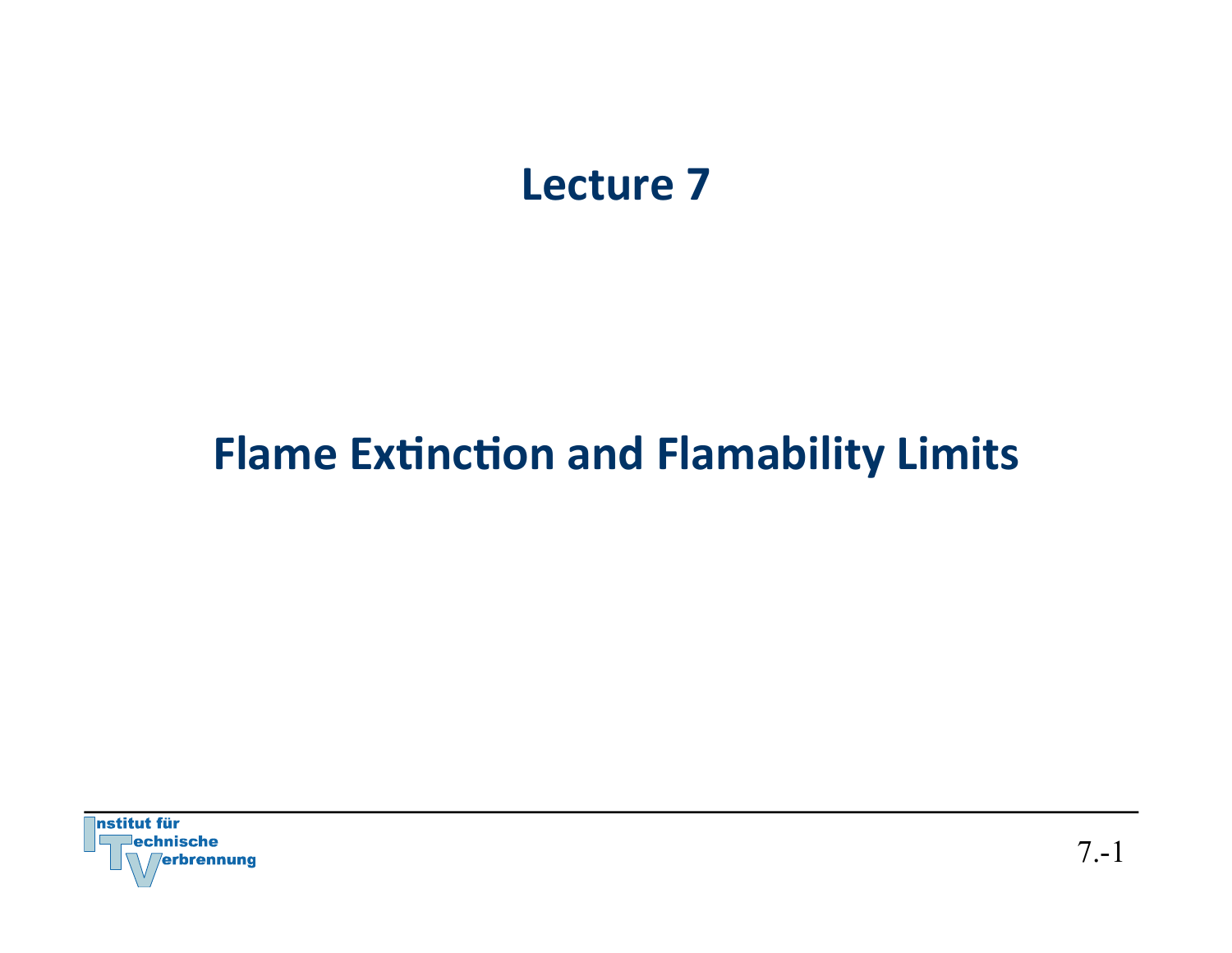# Lecture 7

# Flame Extinction and Flamability Limits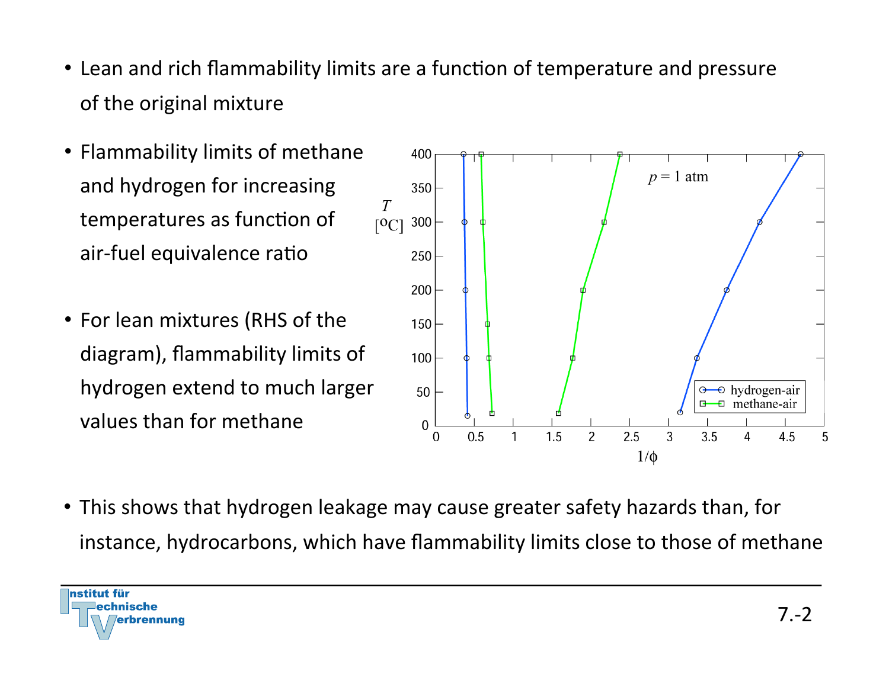- Lean and rich flammability limits are a function of temperature and pressure of the original mixture

- Flammability limits of methane and hydrogen for increasing temperatures as function of air-fuel equivalence ratio

- For lean mixtures (RHS of the diagram), flammability limits of hydrogen extend to much larger values than for methane

- This shows that hydrogen leakage may cause greater safety hazards than, for instance, hydrocarbons, which have flammability limits close to those of methane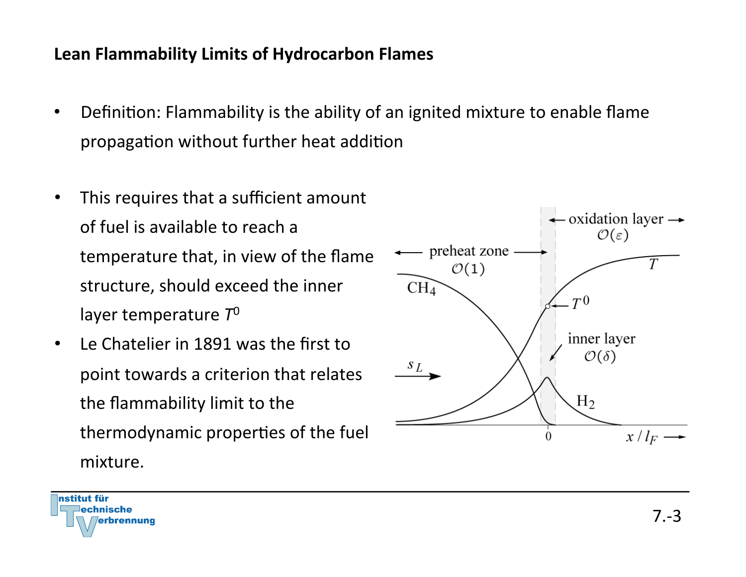## Lean Flammability Limits of Hydrocarbon Flames

- Definition: Flammability is the ability of an ignited mixture to enable flame propagation without further heat addition

- This requires that a sufficient amount of fuel is available to reach a temperature that, in view of the flame structure, should exceed the inner layer temperature $T^0$
- Le Chatelier in 1891 was the first to point towards a criterion that relates the flammability limit to the thermodynamic properties of the fuel mixture.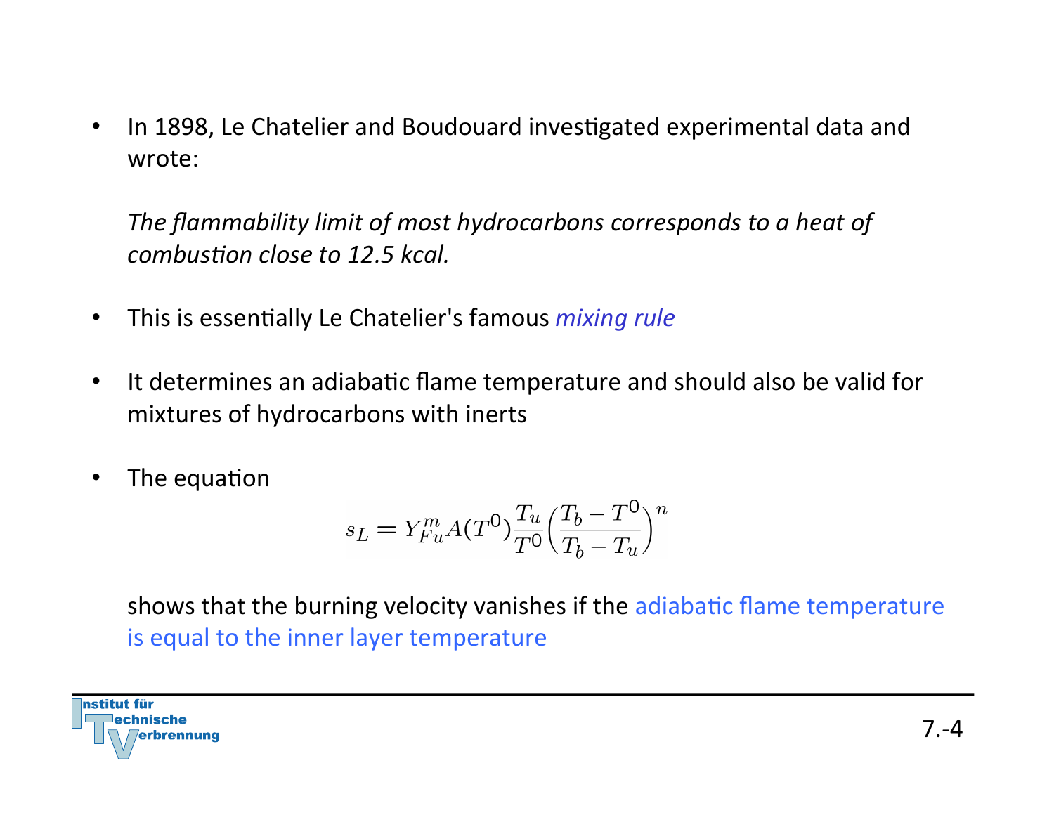- In 1898, Le Chatelier and Boudouard investigated experimental data and wrote:

  *The flammability limit of most hydrocarbons corresponds to a heat of combustion close to 12.5 kcal.*

- This is essentially Le Chatelier's famous *mixing rule*

- It determines an adiabatic flame temperature and should also be valid for mixtures of hydrocarbons with inerts

- The equation

$$s_L = Y_{Fu}^m A(T^0) \frac{T_u}{T^0} \left( \frac{T_b - T^0}{T_b - T_u} \right)^n$$

  shows that the burning velocity vanishes if the adiabatic flame temperature is equal to the inner layer temperature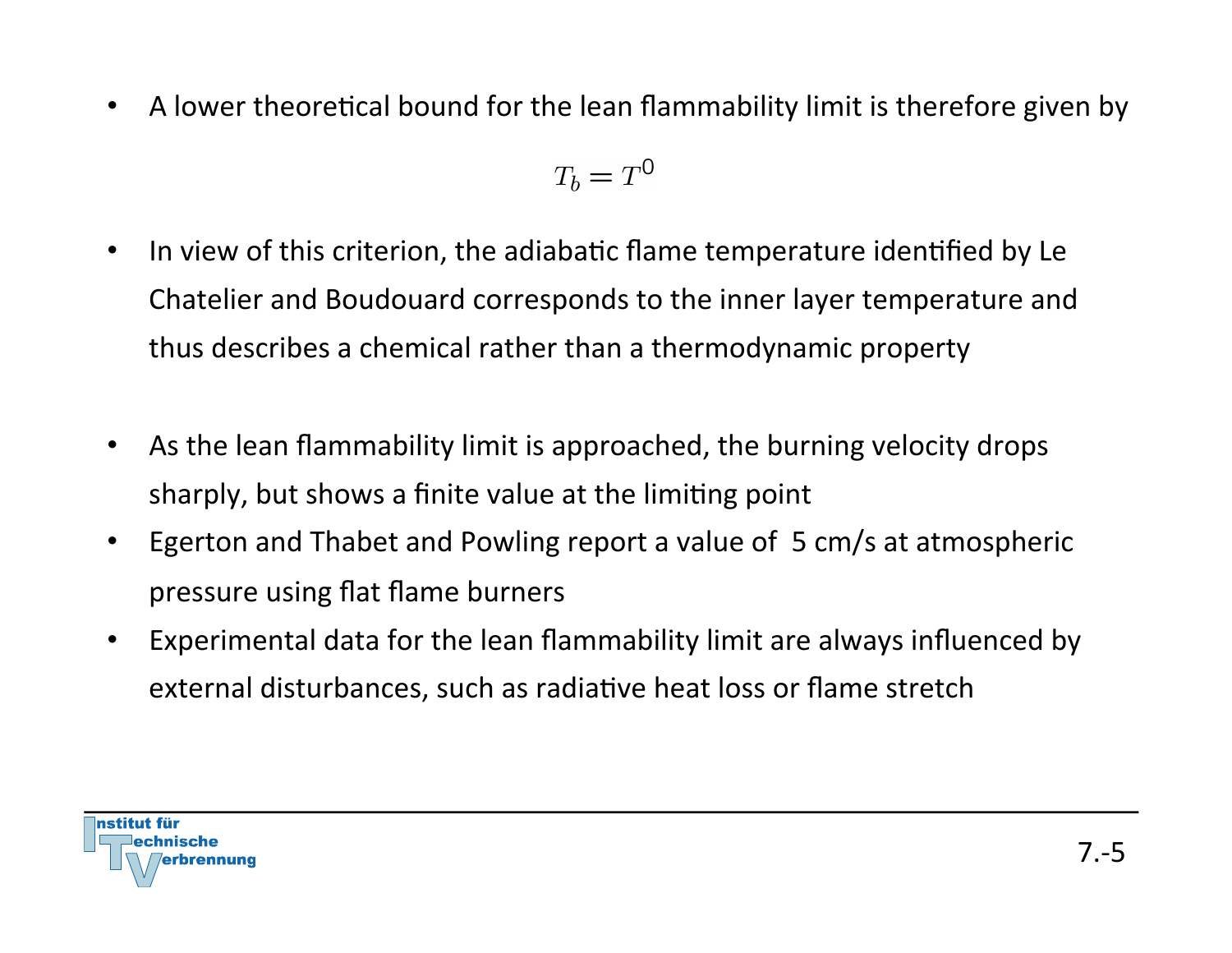- A lower theoretical bound for the lean flammability limit is therefore given by

$$T_b = T^0$$

- In view of this criterion, the adiabatic flame temperature identified by Le Chatelier and Boudouard corresponds to the inner layer temperature and thus describes a chemical rather than a thermodynamic property

- As the lean flammability limit is approached, the burning velocity drops sharply, but shows a finite value at the limiting point
- Egerton and Thabet and Powling report a value of 5 cm/s at atmospheric pressure using flat flame burners
- Experimental data for the lean flammability limit are always influenced by external disturbances, such as radiative heat loss or flame stretch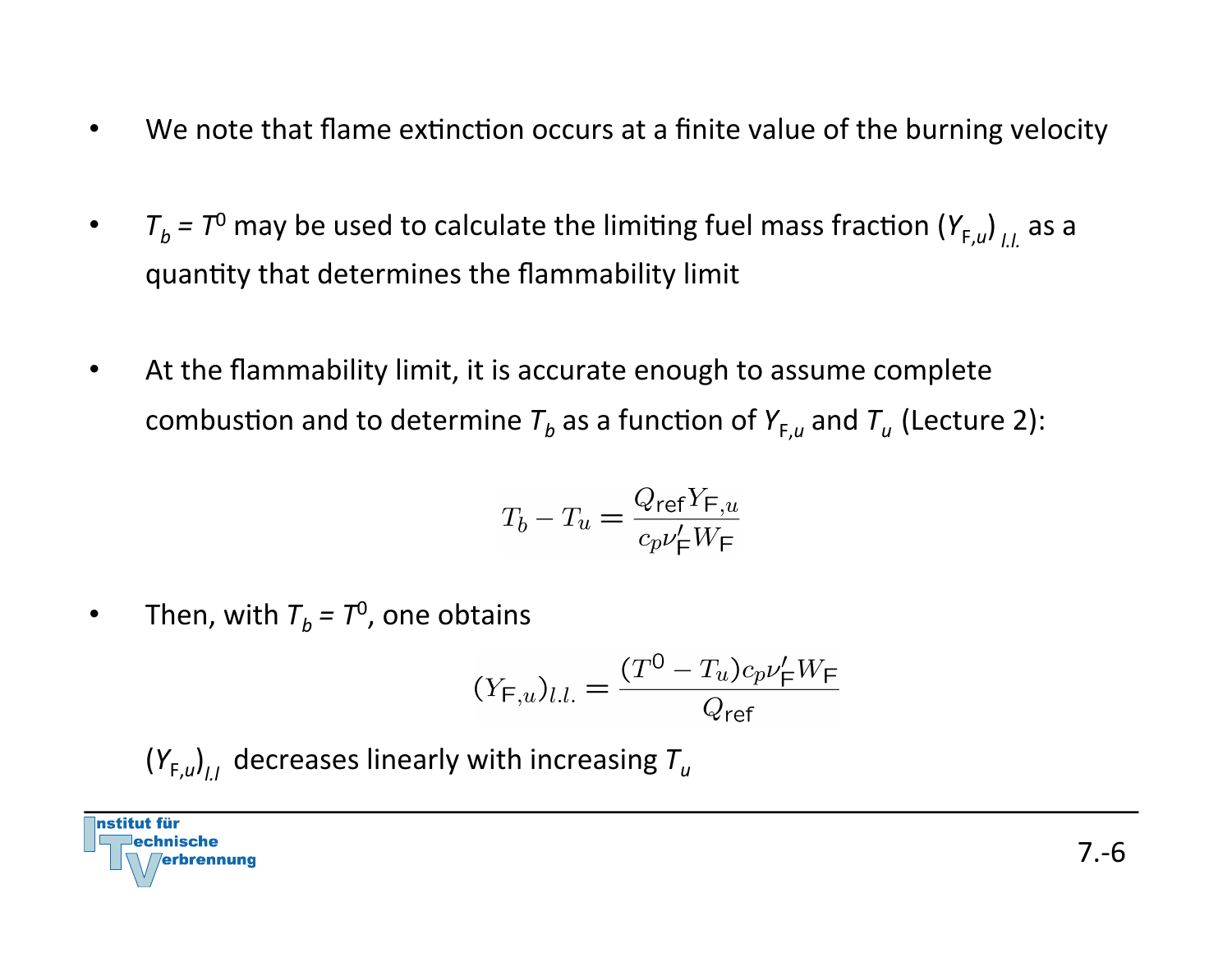- We note that flame extinction occurs at a finite value of the burning velocity

- $T_b = T^0$ may be used to calculate the limiting fuel mass fraction $(Y_{F,u})_{l.l.}$ as a quantity that determines the flammability limit

- At the flammability limit, it is accurate enough to assume complete combustion and to determine $T_b$ as a function of $Y_{F,u}$ and $T_u$ (Lecture 2):

$$T_b - T_u = \frac{Q_{\text{ref}} Y_{\text{F},u}}{c_p \nu'_{\text{F}} W_{\text{F}}}$$

- Then, with $T_b = T^0$, one obtains

$$(Y_{\text{F},u})_{l.l.} = \frac{(T^0 - T_u) c_p \nu'_{\text{F}} W_{\text{F}}}{Q_{\text{ref}}}$$

$(Y_{F,u})_{l.l}$ decreases linearly with increasing $T_u$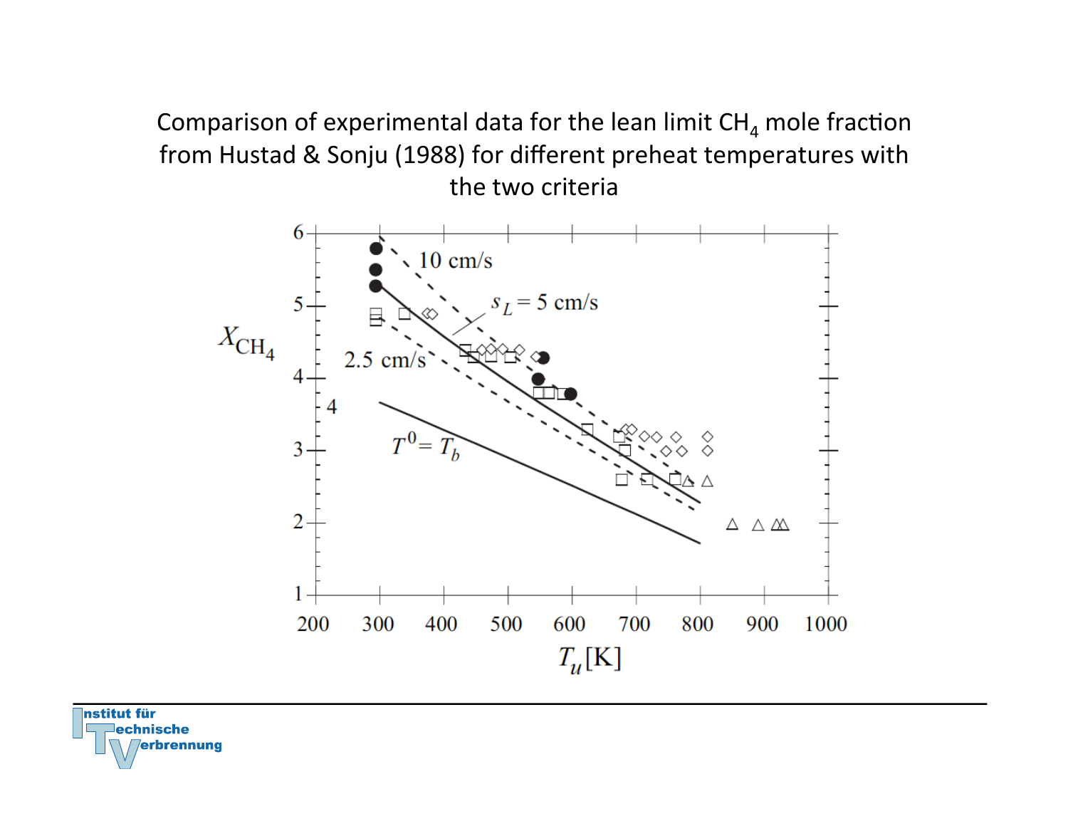Comparison of experimental data for the lean limit $CH_4$ mole fraction from Hustad & Sonju (1988) for different preheat temperatures with the two criteria

$X_{CH_4}$

10 cm/s

$s_L = 5$ cm/s

2.5 cm/s

4

$T^0 = T_b$

$T_u$[K]

6
5
4
3
2
1

200 300 400 500 600 700 800 900 1000